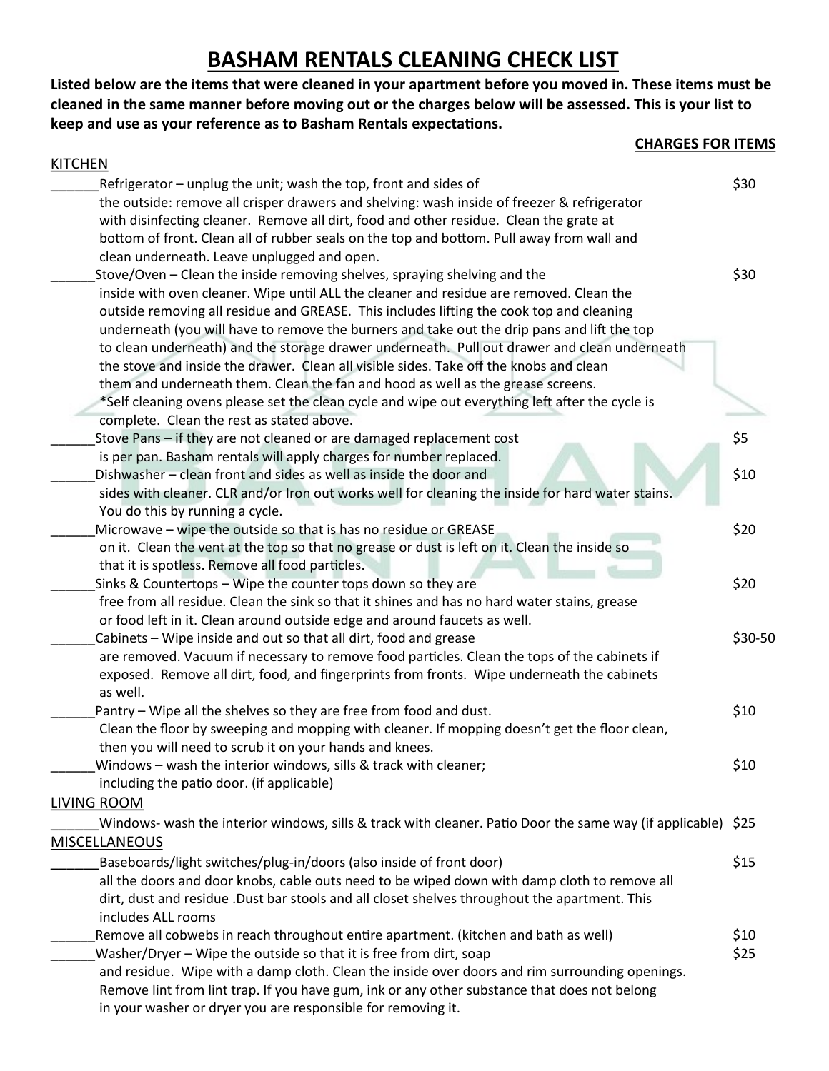# BASHAM RENTALS CLEANING CHECK LIST

**Listed below are the items that were cleaned in your apartment before you moved in. These items must be cleaned in the same manner before moving out or the charges below will be assessed. This is your list to keep and use as your reference as to Basham Rentals expectations.**

**CHARGES FOR ITEMS**

KITCHEN

______Refrigerator – unplug the unit; wash the top, front and sides of the outside: remove all crisper drawers and shelving: wash inside of freezer & refrigerator with disinfecting cleaner. Remove all dirt, food and other residue. Clean the grate at bottom of front. Clean all of rubber seals on the top and bottom. Pull away from wall and clean underneath. Leave unplugged and open. — $30

______Stove/Oven – Clean the inside removing shelves, spraying shelving and the inside with oven cleaner. Wipe until ALL the cleaner and residue are removed. Clean the outside removing all residue and GREASE. This includes lifting the cook top and cleaning underneath (you will have to remove the burners and take out the drip pans and lift the top to clean underneath) and the storage drawer underneath. Pull out drawer and clean underneath the stove and inside the drawer. Clean all visible sides. Take off the knobs and clean them and underneath them. Clean the fan and hood as well as the grease screens.
*Self cleaning ovens please set the clean cycle and wipe out everything left after the cycle is complete. Clean the rest as stated above. — $30

______Stove Pans – if they are not cleaned or are damaged replacement cost is per pan. Basham rentals will apply charges for number replaced. — $5

______Dishwasher – clean front and sides as well as inside the door and sides with cleaner. CLR and/or Iron out works well for cleaning the inside for hard water stains. You do this by running a cycle. — $10

______Microwave – wipe the outside so that is has no residue or GREASE on it. Clean the vent at the top so that no grease or dust is left on it. Clean the inside so that it is spotless. Remove all food particles. — $20

______Sinks & Countertops – Wipe the counter tops down so they are free from all residue. Clean the sink so that it shines and has no hard water stains, grease or food left in it. Clean around outside edge and around faucets as well. — $20

______Cabinets – Wipe inside and out so that all dirt, food and grease are removed. Vacuum if necessary to remove food particles. Clean the tops of the cabinets if exposed. Remove all dirt, food, and fingerprints from fronts. Wipe underneath the cabinets as well. — $30-50

______Pantry – Wipe all the shelves so they are free from food and dust. Clean the floor by sweeping and mopping with cleaner. If mopping doesn't get the floor clean, then you will need to scrub it on your hands and knees. — $10

______Windows – wash the interior windows, sills & track with cleaner; including the patio door. (if applicable) — $10

LIVING ROOM

______Windows- wash the interior windows, sills & track with cleaner. Patio Door the same way (if applicable) — $25

MISCELLANEOUS

______Baseboards/light switches/plug-in/doors (also inside of front door) all the doors and door knobs, cable outs need to be wiped down with damp cloth to remove all dirt, dust and residue .Dust bar stools and all closet shelves throughout the apartment. This includes ALL rooms — $15

______Remove all cobwebs in reach throughout entire apartment. (kitchen and bath as well) — $10

______Washer/Dryer – Wipe the outside so that it is free from dirt, soap and residue. Wipe with a damp cloth. Clean the inside over doors and rim surrounding openings. Remove lint from lint trap. If you have gum, ink or any other substance that does not belong in your washer or dryer you are responsible for removing it. — $25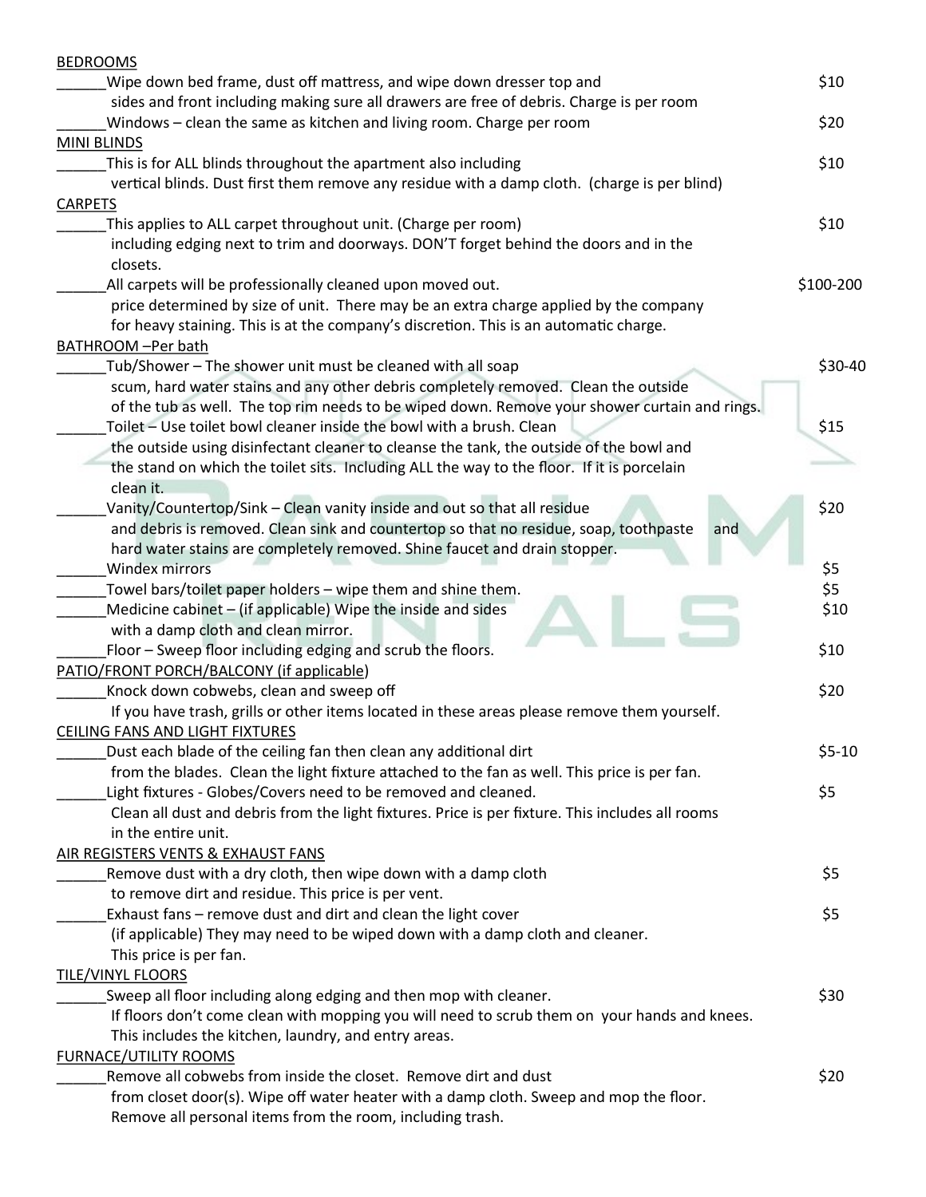BEDROOMS

______Wipe down bed frame, dust off mattress, and wipe down dresser top and sides and front including making sure all drawers are free of debris. Charge is per room — $10

______Windows – clean the same as kitchen and living room. Charge per room — $20

MINI BLINDS

______This is for ALL blinds throughout the apartment also including vertical blinds. Dust first them remove any residue with a damp cloth. (charge is per blind) — $10

CARPETS

______This applies to ALL carpet throughout unit. (Charge per room) including edging next to trim and doorways. DON'T forget behind the doors and in the closets. — $10

______All carpets will be professionally cleaned upon moved out. price determined by size of unit. There may be an extra charge applied by the company for heavy staining. This is at the company's discretion. This is an automatic charge. — $100-200

BATHROOM –Per bath

______Tub/Shower – The shower unit must be cleaned with all soap scum, hard water stains and any other debris completely removed. Clean the outside of the tub as well. The top rim needs to be wiped down. Remove your shower curtain and rings. — $30-40

______Toilet – Use toilet bowl cleaner inside the bowl with a brush. Clean the outside using disinfectant cleaner to cleanse the tank, the outside of the bowl and the stand on which the toilet sits. Including ALL the way to the floor. If it is porcelain clean it. — $15

______Vanity/Countertop/Sink – Clean vanity inside and out so that all residue and debris is removed. Clean sink and countertop so that no residue, soap, toothpaste and hard water stains are completely removed. Shine faucet and drain stopper. — $20

______Windex mirrors — $5

______Towel bars/toilet paper holders – wipe them and shine them. — $5

______Medicine cabinet – (if applicable) Wipe the inside and sides with a damp cloth and clean mirror. — $10

______Floor – Sweep floor including edging and scrub the floors. — $10

PATIO/FRONT PORCH/BALCONY (if applicable)

______Knock down cobwebs, clean and sweep off — $20
If you have trash, grills or other items located in these areas please remove them yourself.

CEILING FANS AND LIGHT FIXTURES

______Dust each blade of the ceiling fan then clean any additional dirt from the blades. Clean the light fixture attached to the fan as well. This price is per fan. — $5-10

______Light fixtures - Globes/Covers need to be removed and cleaned. Clean all dust and debris from the light fixtures. Price is per fixture. This includes all rooms in the entire unit. — $5

AIR REGISTERS VENTS & EXHAUST FANS

______Remove dust with a dry cloth, then wipe down with a damp cloth to remove dirt and residue. This price is per vent. — $5

______Exhaust fans – remove dust and dirt and clean the light cover (if applicable) They may need to be wiped down with a damp cloth and cleaner. This price is per fan. — $5

TILE/VINYL FLOORS

______Sweep all floor including along edging and then mop with cleaner. If floors don't come clean with mopping you will need to scrub them on your hands and knees. This includes the kitchen, laundry, and entry areas. — $30

FURNACE/UTILITY ROOMS

______Remove all cobwebs from inside the closet. Remove dirt and dust from closet door(s). Wipe off water heater with a damp cloth. Sweep and mop the floor. Remove all personal items from the room, including trash. — $20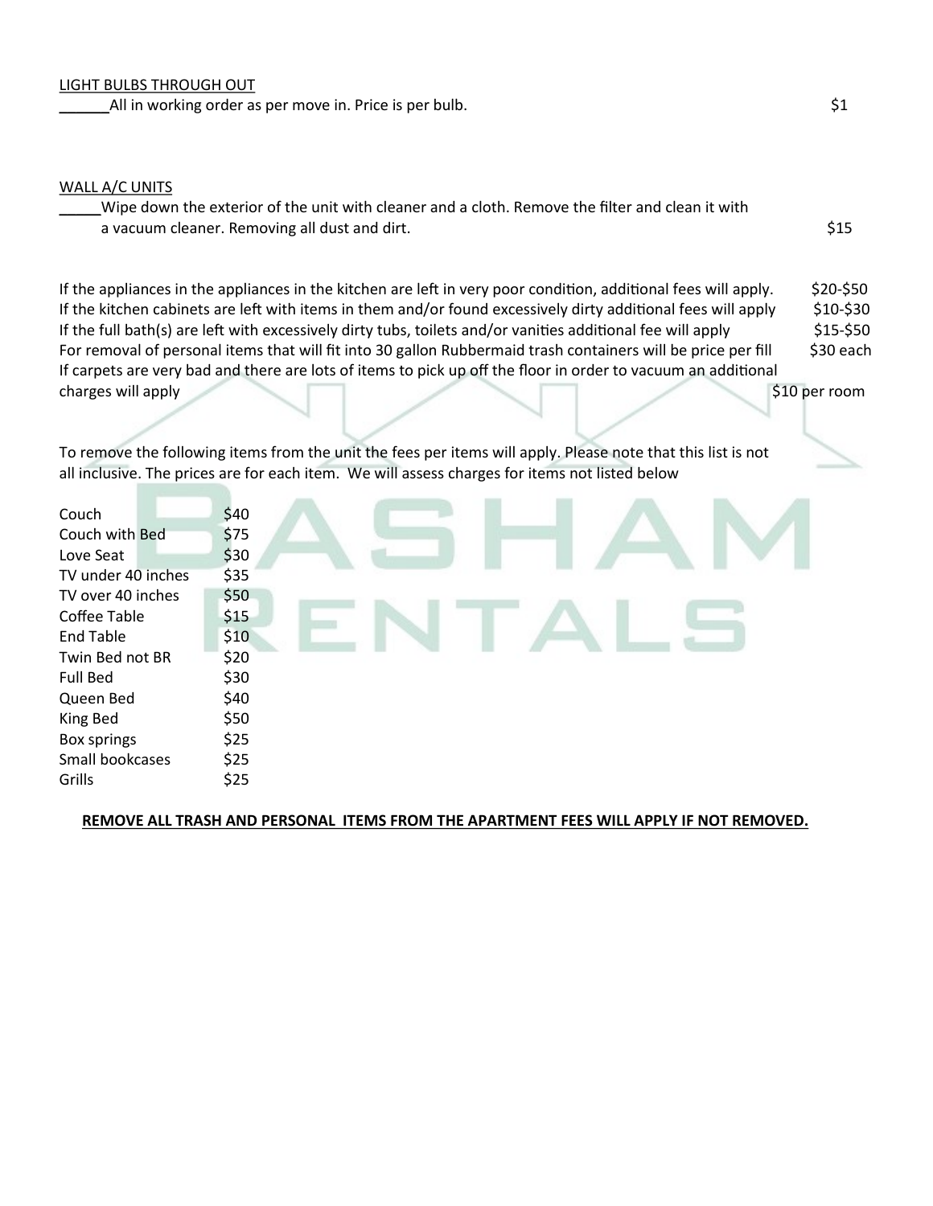<u>LIGHT BULBS THROUGH OUT</u>

______All in working order as per move in. Price is per bulb. $1

<u>WALL A/C UNITS</u>

_____Wipe down the exterior of the unit with cleaner and a cloth. Remove the filter and clean it with a vacuum cleaner. Removing all dust and dirt. $15

If the appliances in the appliances in the kitchen are left in very poor condition, additional fees will apply. $20-$50
If the kitchen cabinets are left with items in them and/or found excessively dirty additional fees will apply $10-$30
If the full bath(s) are left with excessively dirty tubs, toilets and/or vanities additional fee will apply $15-$50
For removal of personal items that will fit into 30 gallon Rubbermaid trash containers will be price per fill $30 each
If carpets are very bad and there are lots of items to pick up off the floor in order to vacuum an additional charges will apply $10 per room

To remove the following items from the unit the fees per items will apply. Please note that this list is not all inclusive. The prices are for each item. We will assess charges for items not listed below

| Item | Price |
|---|---|
| Couch | $40 |
| Couch with Bed | $75 |
| Love Seat | $30 |
| TV under 40 inches | $35 |
| TV over 40 inches | $50 |
| Coffee Table | $15 |
| End Table | $10 |
| Twin Bed not BR | $20 |
| Full Bed | $30 |
| Queen Bed | $40 |
| King Bed | $50 |
| Box springs | $25 |
| Small bookcases | $25 |
| Grills | $25 |

**<u>REMOVE ALL TRASH AND PERSONAL ITEMS FROM THE APARTMENT FEES WILL APPLY IF NOT REMOVED.</u>**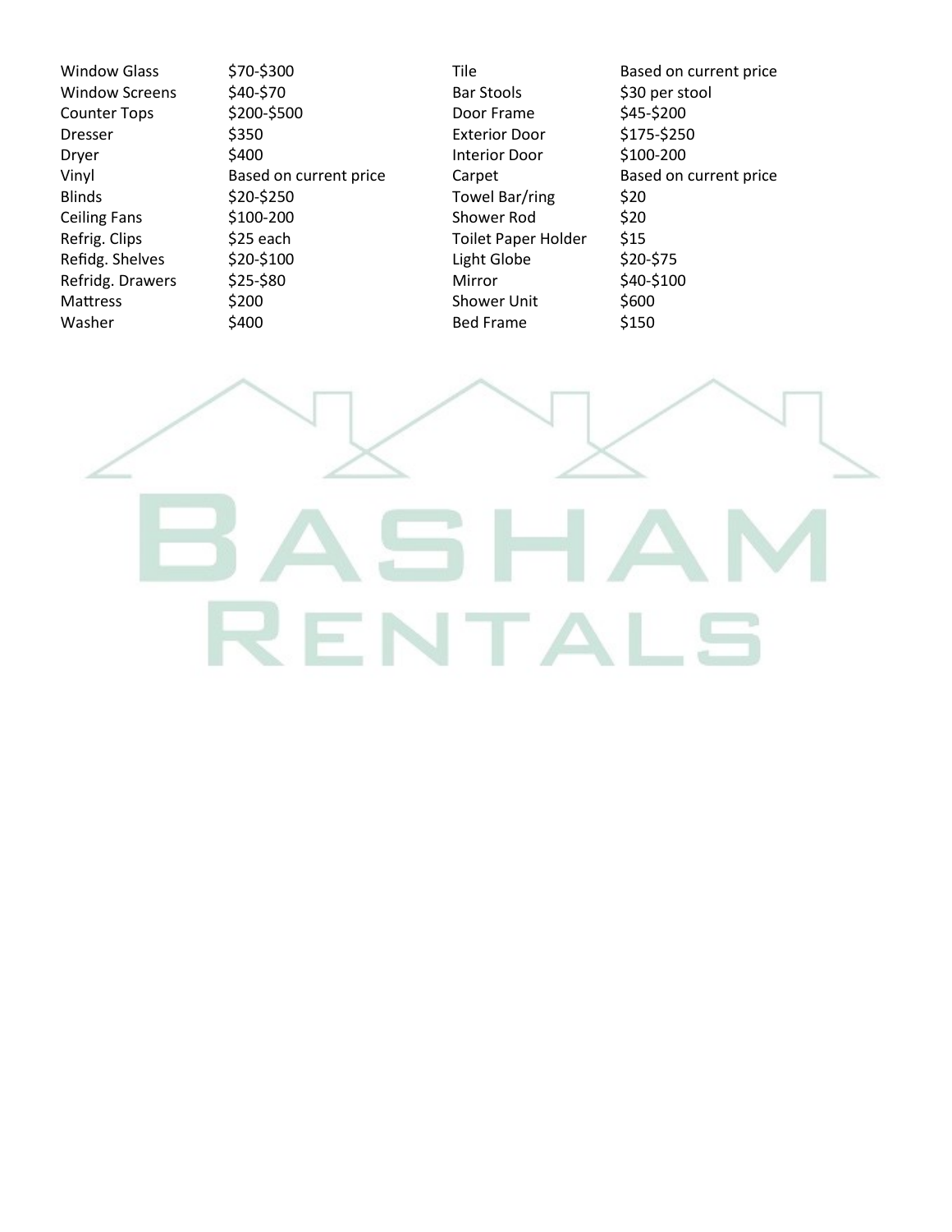| | |
|---|---|
| Window Glass | $70-$300 |
| Window Screens | $40-$70 |
| Counter Tops | $200-$500 |
| Dresser | $350 |
| Dryer | $400 |
| Vinyl | Based on current price |
| Blinds | $20-$250 |
| Ceiling Fans | $100-200 |
| Refrig. Clips | $25 each |
| Refidg. Shelves | $20-$100 |
| Refridg. Drawers | $25-$80 |
| Mattress | $200 |
| Washer | $400 |
| Tile | Based on current price |
| Bar Stools | $30 per stool |
| Door Frame | $45-$200 |
| Exterior Door | $175-$250 |
| Interior Door | $100-200 |
| Carpet | Based on current price |
| Towel Bar/ring | $20 |
| Shower Rod | $20 |
| Toilet Paper Holder | $15 |
| Light Globe | $20-$75 |
| Mirror | $40-$100 |
| Shower Unit | $600 |
| Bed Frame | $150 |